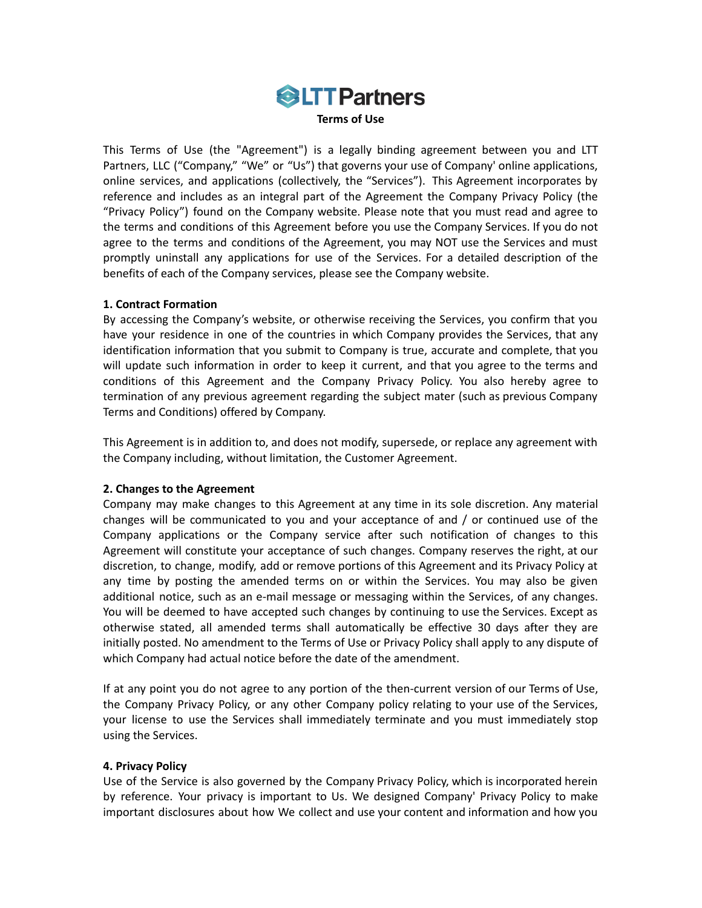# LTT Partners

## Terms of Use

This Terms of Use (the "Agreement") is a legally binding agreement between you and LTT Partners, LLC ("Company," "We" or "Us") that governs your use of Company' online applications, online services, and applications (collectively, the "Services"). This Agreement incorporates by reference and includes as an integral part of the Agreement the Company Privacy Policy (the "Privacy Policy") found on the Company website. Please note that you must read and agree to the terms and conditions of this Agreement before you use the Company Services. If you do not agree to the terms and conditions of the Agreement, you may NOT use the Services and must promptly uninstall any applications for use of the Services. For a detailed description of the benefits of each of the Company services, please see the Company website.

**1. Contract Formation**

By accessing the Company's website, or otherwise receiving the Services, you confirm that you have your residence in one of the countries in which Company provides the Services, that any identification information that you submit to Company is true, accurate and complete, that you will update such information in order to keep it current, and that you agree to the terms and conditions of this Agreement and the Company Privacy Policy. You also hereby agree to termination of any previous agreement regarding the subject mater (such as previous Company Terms and Conditions) offered by Company.

This Agreement is in addition to, and does not modify, supersede, or replace any agreement with the Company including, without limitation, the Customer Agreement.

**2. Changes to the Agreement**

Company may make changes to this Agreement at any time in its sole discretion. Any material changes will be communicated to you and your acceptance of and / or continued use of the Company applications or the Company service after such notification of changes to this Agreement will constitute your acceptance of such changes. Company reserves the right, at our discretion, to change, modify, add or remove portions of this Agreement and its Privacy Policy at any time by posting the amended terms on or within the Services. You may also be given additional notice, such as an e-mail message or messaging within the Services, of any changes. You will be deemed to have accepted such changes by continuing to use the Services. Except as otherwise stated, all amended terms shall automatically be effective 30 days after they are initially posted. No amendment to the Terms of Use or Privacy Policy shall apply to any dispute of which Company had actual notice before the date of the amendment.

If at any point you do not agree to any portion of the then-current version of our Terms of Use, the Company Privacy Policy, or any other Company policy relating to your use of the Services, your license to use the Services shall immediately terminate and you must immediately stop using the Services.

**4. Privacy Policy**

Use of the Service is also governed by the Company Privacy Policy, which is incorporated herein by reference. Your privacy is important to Us. We designed Company' Privacy Policy to make important disclosures about how We collect and use your content and information and how you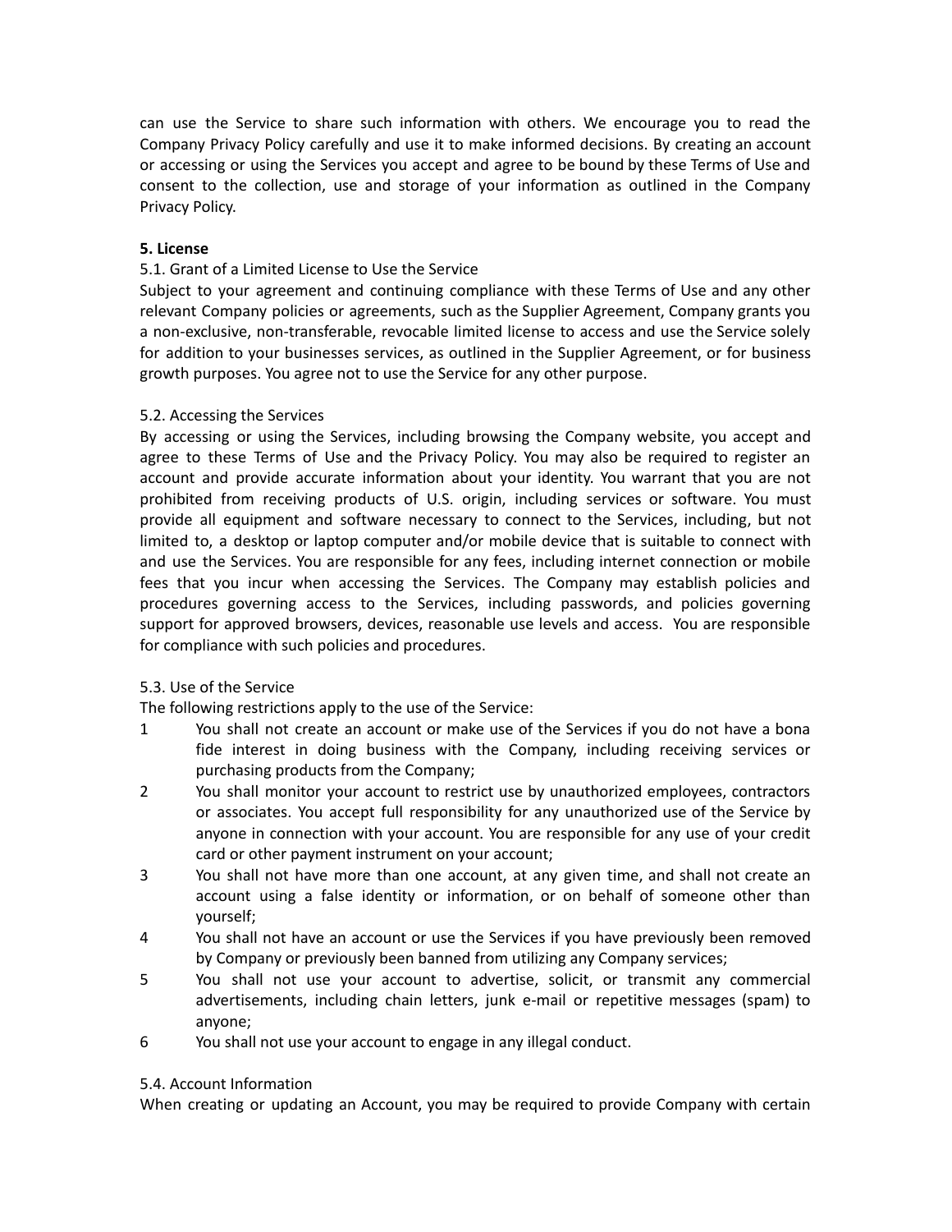can use the Service to share such information with others. We encourage you to read the Company Privacy Policy carefully and use it to make informed decisions. By creating an account or accessing or using the Services you accept and agree to be bound by these Terms of Use and consent to the collection, use and storage of your information as outlined in the Company Privacy Policy.

**5. License**

5.1. Grant of a Limited License to Use the Service

Subject to your agreement and continuing compliance with these Terms of Use and any other relevant Company policies or agreements, such as the Supplier Agreement, Company grants you a non-exclusive, non-transferable, revocable limited license to access and use the Service solely for addition to your businesses services, as outlined in the Supplier Agreement, or for business growth purposes. You agree not to use the Service for any other purpose.

5.2. Accessing the Services

By accessing or using the Services, including browsing the Company website, you accept and agree to these Terms of Use and the Privacy Policy. You may also be required to register an account and provide accurate information about your identity. You warrant that you are not prohibited from receiving products of U.S. origin, including services or software. You must provide all equipment and software necessary to connect to the Services, including, but not limited to, a desktop or laptop computer and/or mobile device that is suitable to connect with and use the Services. You are responsible for any fees, including internet connection or mobile fees that you incur when accessing the Services. The Company may establish policies and procedures governing access to the Services, including passwords, and policies governing support for approved browsers, devices, reasonable use levels and access. You are responsible for compliance with such policies and procedures.

5.3. Use of the Service

The following restrictions apply to the use of the Service:

1. You shall not create an account or make use of the Services if you do not have a bona fide interest in doing business with the Company, including receiving services or purchasing products from the Company;
2. You shall monitor your account to restrict use by unauthorized employees, contractors or associates. You accept full responsibility for any unauthorized use of the Service by anyone in connection with your account. You are responsible for any use of your credit card or other payment instrument on your account;
3. You shall not have more than one account, at any given time, and shall not create an account using a false identity or information, or on behalf of someone other than yourself;
4. You shall not have an account or use the Services if you have previously been removed by Company or previously been banned from utilizing any Company services;
5. You shall not use your account to advertise, solicit, or transmit any commercial advertisements, including chain letters, junk e-mail or repetitive messages (spam) to anyone;
6. You shall not use your account to engage in any illegal conduct.

5.4. Account Information

When creating or updating an Account, you may be required to provide Company with certain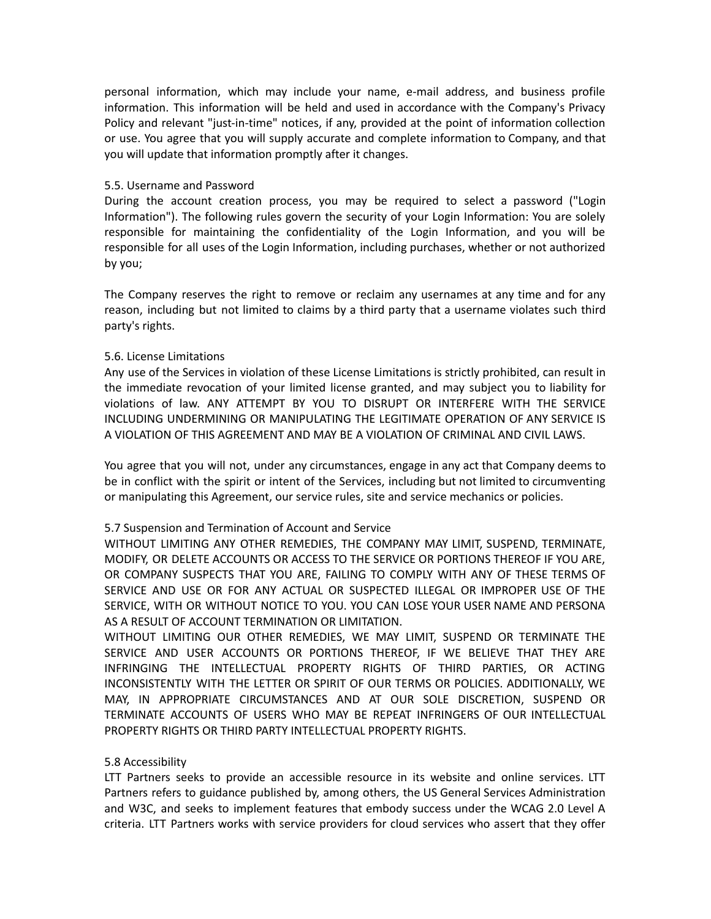personal information, which may include your name, e-mail address, and business profile information. This information will be held and used in accordance with the Company's Privacy Policy and relevant "just-in-time" notices, if any, provided at the point of information collection or use. You agree that you will supply accurate and complete information to Company, and that you will update that information promptly after it changes.

5.5. Username and Password
During the account creation process, you may be required to select a password ("Login Information"). The following rules govern the security of your Login Information: You are solely responsible for maintaining the confidentiality of the Login Information, and you will be responsible for all uses of the Login Information, including purchases, whether or not authorized by you;

The Company reserves the right to remove or reclaim any usernames at any time and for any reason, including but not limited to claims by a third party that a username violates such third party's rights.

5.6. License Limitations
Any use of the Services in violation of these License Limitations is strictly prohibited, can result in the immediate revocation of your limited license granted, and may subject you to liability for violations of law. ANY ATTEMPT BY YOU TO DISRUPT OR INTERFERE WITH THE SERVICE INCLUDING UNDERMINING OR MANIPULATING THE LEGITIMATE OPERATION OF ANY SERVICE IS A VIOLATION OF THIS AGREEMENT AND MAY BE A VIOLATION OF CRIMINAL AND CIVIL LAWS.

You agree that you will not, under any circumstances, engage in any act that Company deems to be in conflict with the spirit or intent of the Services, including but not limited to circumventing or manipulating this Agreement, our service rules, site and service mechanics or policies.

5.7 Suspension and Termination of Account and Service
WITHOUT LIMITING ANY OTHER REMEDIES, THE COMPANY MAY LIMIT, SUSPEND, TERMINATE, MODIFY, OR DELETE ACCOUNTS OR ACCESS TO THE SERVICE OR PORTIONS THEREOF IF YOU ARE, OR COMPANY SUSPECTS THAT YOU ARE, FAILING TO COMPLY WITH ANY OF THESE TERMS OF SERVICE AND USE OR FOR ANY ACTUAL OR SUSPECTED ILLEGAL OR IMPROPER USE OF THE SERVICE, WITH OR WITHOUT NOTICE TO YOU. YOU CAN LOSE YOUR USER NAME AND PERSONA AS A RESULT OF ACCOUNT TERMINATION OR LIMITATION.
WITHOUT LIMITING OUR OTHER REMEDIES, WE MAY LIMIT, SUSPEND OR TERMINATE THE SERVICE AND USER ACCOUNTS OR PORTIONS THEREOF, IF WE BELIEVE THAT THEY ARE INFRINGING THE INTELLECTUAL PROPERTY RIGHTS OF THIRD PARTIES, OR ACTING INCONSISTENTLY WITH THE LETTER OR SPIRIT OF OUR TERMS OR POLICIES. ADDITIONALLY, WE MAY, IN APPROPRIATE CIRCUMSTANCES AND AT OUR SOLE DISCRETION, SUSPEND OR TERMINATE ACCOUNTS OF USERS WHO MAY BE REPEAT INFRINGERS OF OUR INTELLECTUAL PROPERTY RIGHTS OR THIRD PARTY INTELLECTUAL PROPERTY RIGHTS.

5.8 Accessibility
LTT Partners seeks to provide an accessible resource in its website and online services. LTT Partners refers to guidance published by, among others, the US General Services Administration and W3C, and seeks to implement features that embody success under the WCAG 2.0 Level A criteria. LTT Partners works with service providers for cloud services who assert that they offer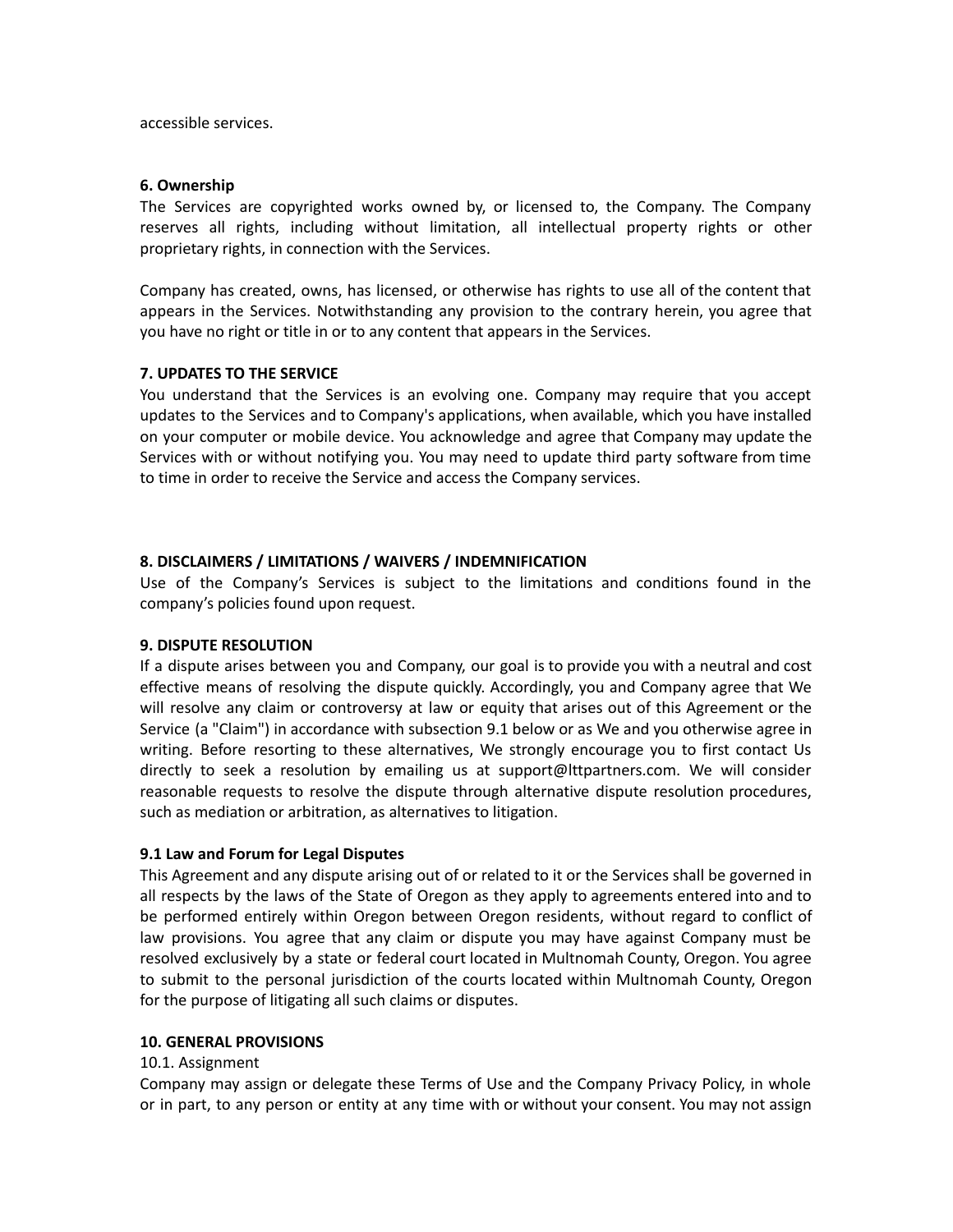accessible services.

**6. Ownership**

The Services are copyrighted works owned by, or licensed to, the Company. The Company reserves all rights, including without limitation, all intellectual property rights or other proprietary rights, in connection with the Services.

Company has created, owns, has licensed, or otherwise has rights to use all of the content that appears in the Services. Notwithstanding any provision to the contrary herein, you agree that you have no right or title in or to any content that appears in the Services.

**7. UPDATES TO THE SERVICE**

You understand that the Services is an evolving one. Company may require that you accept updates to the Services and to Company's applications, when available, which you have installed on your computer or mobile device. You acknowledge and agree that Company may update the Services with or without notifying you. You may need to update third party software from time to time in order to receive the Service and access the Company services.

**8. DISCLAIMERS / LIMITATIONS / WAIVERS / INDEMNIFICATION**

Use of the Company's Services is subject to the limitations and conditions found in the company's policies found upon request.

**9. DISPUTE RESOLUTION**

If a dispute arises between you and Company, our goal is to provide you with a neutral and cost effective means of resolving the dispute quickly. Accordingly, you and Company agree that We will resolve any claim or controversy at law or equity that arises out of this Agreement or the Service (a "Claim") in accordance with subsection 9.1 below or as We and you otherwise agree in writing. Before resorting to these alternatives, We strongly encourage you to first contact Us directly to seek a resolution by emailing us at support@lttpartners.com. We will consider reasonable requests to resolve the dispute through alternative dispute resolution procedures, such as mediation or arbitration, as alternatives to litigation.

**9.1 Law and Forum for Legal Disputes**

This Agreement and any dispute arising out of or related to it or the Services shall be governed in all respects by the laws of the State of Oregon as they apply to agreements entered into and to be performed entirely within Oregon between Oregon residents, without regard to conflict of law provisions. You agree that any claim or dispute you may have against Company must be resolved exclusively by a state or federal court located in Multnomah County, Oregon. You agree to submit to the personal jurisdiction of the courts located within Multnomah County, Oregon for the purpose of litigating all such claims or disputes.

**10. GENERAL PROVISIONS**

10.1. Assignment

Company may assign or delegate these Terms of Use and the Company Privacy Policy, in whole or in part, to any person or entity at any time with or without your consent. You may not assign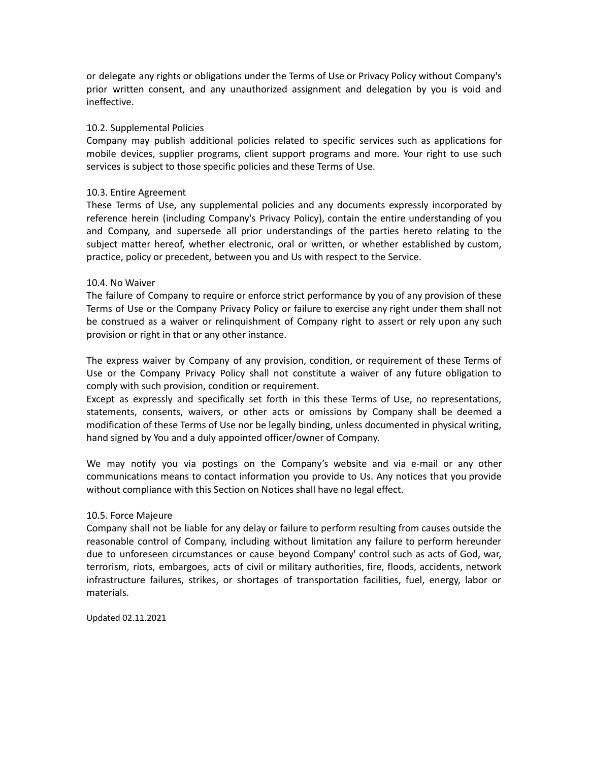or delegate any rights or obligations under the Terms of Use or Privacy Policy without Company's prior written consent, and any unauthorized assignment and delegation by you is void and ineffective.

10.2. Supplemental Policies

Company may publish additional policies related to specific services such as applications for mobile devices, supplier programs, client support programs and more. Your right to use such services is subject to those specific policies and these Terms of Use.

10.3. Entire Agreement

These Terms of Use, any supplemental policies and any documents expressly incorporated by reference herein (including Company's Privacy Policy), contain the entire understanding of you and Company, and supersede all prior understandings of the parties hereto relating to the subject matter hereof, whether electronic, oral or written, or whether established by custom, practice, policy or precedent, between you and Us with respect to the Service.

10.4. No Waiver

The failure of Company to require or enforce strict performance by you of any provision of these Terms of Use or the Company Privacy Policy or failure to exercise any right under them shall not be construed as a waiver or relinquishment of Company right to assert or rely upon any such provision or right in that or any other instance.

The express waiver by Company of any provision, condition, or requirement of these Terms of Use or the Company Privacy Policy shall not constitute a waiver of any future obligation to comply with such provision, condition or requirement.

Except as expressly and specifically set forth in this these Terms of Use, no representations, statements, consents, waivers, or other acts or omissions by Company shall be deemed a modification of these Terms of Use nor be legally binding, unless documented in physical writing, hand signed by You and a duly appointed officer/owner of Company.

We may notify you via postings on the Company's website and via e-mail or any other communications means to contact information you provide to Us. Any notices that you provide without compliance with this Section on Notices shall have no legal effect.

10.5. Force Majeure

Company shall not be liable for any delay or failure to perform resulting from causes outside the reasonable control of Company, including without limitation any failure to perform hereunder due to unforeseen circumstances or cause beyond Company' control such as acts of God, war, terrorism, riots, embargoes, acts of civil or military authorities, fire, floods, accidents, network infrastructure failures, strikes, or shortages of transportation facilities, fuel, energy, labor or materials.

Updated 02.11.2021